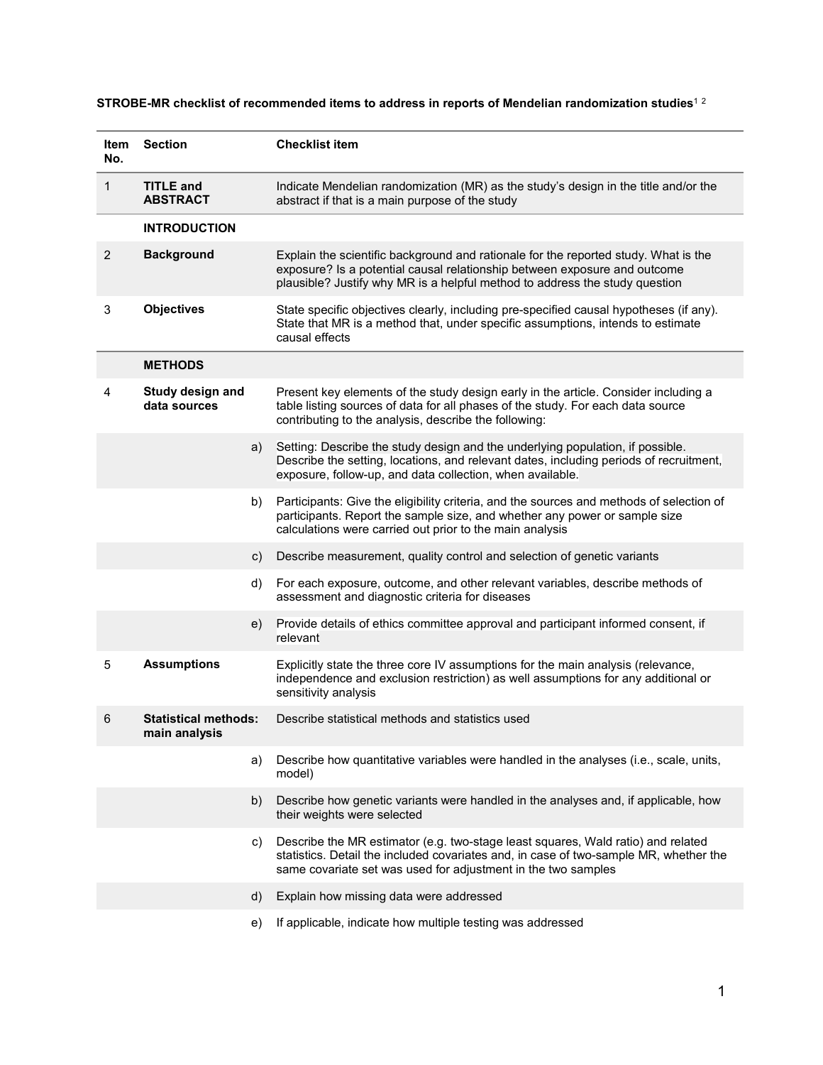**STROBE-MR checklist of recommended items to address in reports of Mendelian randomization studies**[1 2]

| Item No. | Section | | Checklist item |
|---|---|---|---|
| 1 | **TITLE and ABSTRACT** | | Indicate Mendelian randomization (MR) as the study's design in the title and/or the abstract if that is a main purpose of the study |
| | **INTRODUCTION** | | |
| 2 | **Background** | | Explain the scientific background and rationale for the reported study. What is the exposure? Is a potential causal relationship between exposure and outcome plausible? Justify why MR is a helpful method to address the study question |
| 3 | **Objectives** | | State specific objectives clearly, including pre-specified causal hypotheses (if any). State that MR is a method that, under specific assumptions, intends to estimate causal effects |
| | **METHODS** | | |
| 4 | **Study design and data sources** | | Present key elements of the study design early in the article. Consider including a table listing sources of data for all phases of the study. For each data source contributing to the analysis, describe the following: |
| | | a) | Setting: Describe the study design and the underlying population, if possible. Describe the setting, locations, and relevant dates, including periods of recruitment, exposure, follow-up, and data collection, when available. |
| | | b) | Participants: Give the eligibility criteria, and the sources and methods of selection of participants. Report the sample size, and whether any power or sample size calculations were carried out prior to the main analysis |
| | | c) | Describe measurement, quality control and selection of genetic variants |
| | | d) | For each exposure, outcome, and other relevant variables, describe methods of assessment and diagnostic criteria for diseases |
| | | e) | Provide details of ethics committee approval and participant informed consent, if relevant |
| 5 | **Assumptions** | | Explicitly state the three core IV assumptions for the main analysis (relevance, independence and exclusion restriction) as well assumptions for any additional or sensitivity analysis |
| 6 | **Statistical methods: main analysis** | | Describe statistical methods and statistics used |
| | | a) | Describe how quantitative variables were handled in the analyses (i.e., scale, units, model) |
| | | b) | Describe how genetic variants were handled in the analyses and, if applicable, how their weights were selected |
| | | c) | Describe the MR estimator (e.g. two-stage least squares, Wald ratio) and related statistics. Detail the included covariates and, in case of two-sample MR, whether the same covariate set was used for adjustment in the two samples |
| | | d) | Explain how missing data were addressed |
| | | e) | If applicable, indicate how multiple testing was addressed |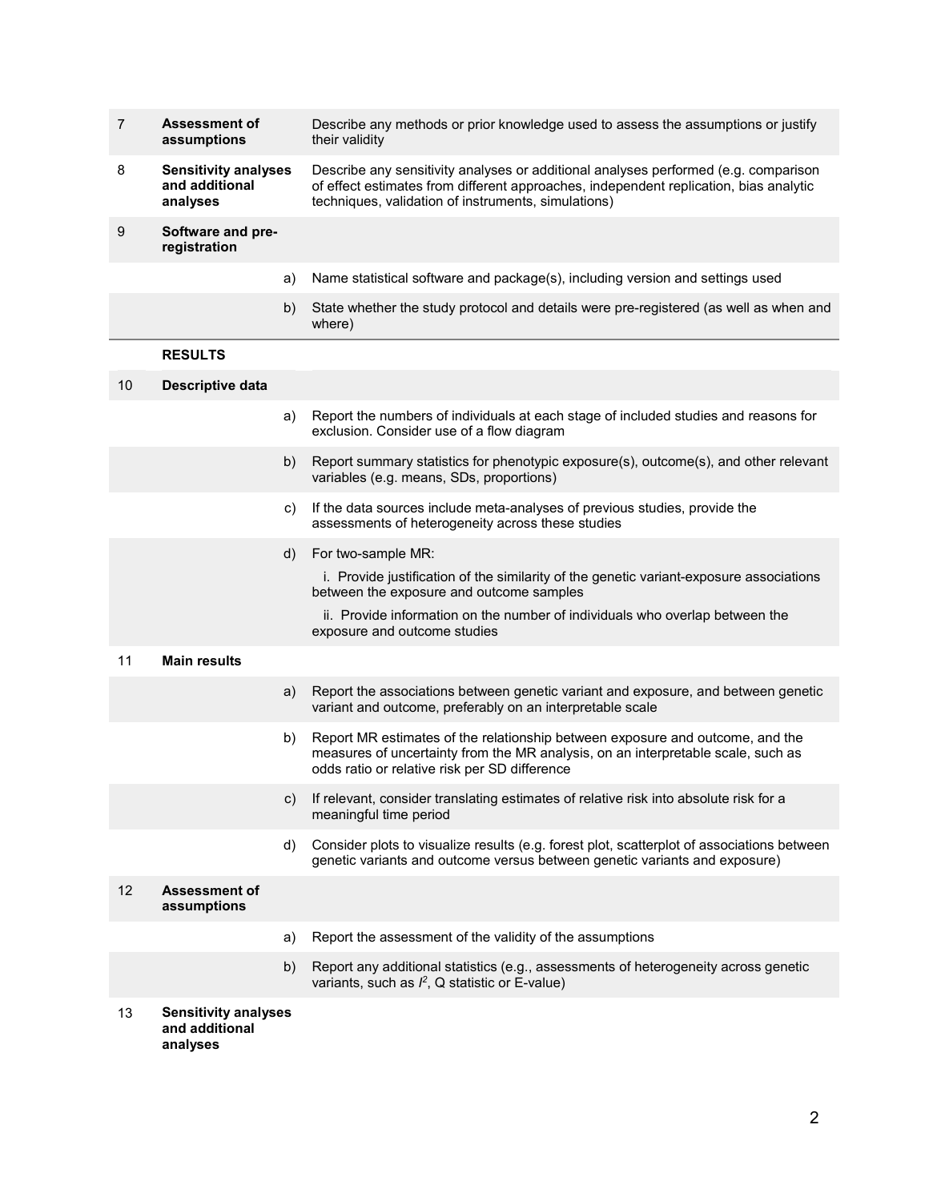| | | | |
|---|---|---|---|
| 7 | **Assessment of assumptions** | | Describe any methods or prior knowledge used to assess the assumptions or justify their validity |
| 8 | **Sensitivity analyses and additional analyses** | | Describe any sensitivity analyses or additional analyses performed (e.g. comparison of effect estimates from different approaches, independent replication, bias analytic techniques, validation of instruments, simulations) |
| 9 | **Software and pre-registration** | | |
| | | a) | Name statistical software and package(s), including version and settings used |
| | | b) | State whether the study protocol and details were pre-registered (as well as when and where) |
| | **RESULTS** | | |
| 10 | **Descriptive data** | | |
| | | a) | Report the numbers of individuals at each stage of included studies and reasons for exclusion. Consider use of a flow diagram |
| | | b) | Report summary statistics for phenotypic exposure(s), outcome(s), and other relevant variables (e.g. means, SDs, proportions) |
| | | c) | If the data sources include meta-analyses of previous studies, provide the assessments of heterogeneity across these studies |
| | | d) | For two-sample MR:<br>i. Provide justification of the similarity of the genetic variant-exposure associations between the exposure and outcome samples<br>ii. Provide information on the number of individuals who overlap between the exposure and outcome studies |
| 11 | **Main results** | | |
| | | a) | Report the associations between genetic variant and exposure, and between genetic variant and outcome, preferably on an interpretable scale |
| | | b) | Report MR estimates of the relationship between exposure and outcome, and the measures of uncertainty from the MR analysis, on an interpretable scale, such as odds ratio or relative risk per SD difference |
| | | c) | If relevant, consider translating estimates of relative risk into absolute risk for a meaningful time period |
| | | d) | Consider plots to visualize results (e.g. forest plot, scatterplot of associations between genetic variants and outcome versus between genetic variants and exposure) |
| 12 | **Assessment of assumptions** | | |
| | | a) | Report the assessment of the validity of the assumptions |
| | | b) | Report any additional statistics (e.g., assessments of heterogeneity across genetic variants, such as $I^2$, Q statistic or E-value) |
| 13 | **Sensitivity analyses and additional analyses** | | |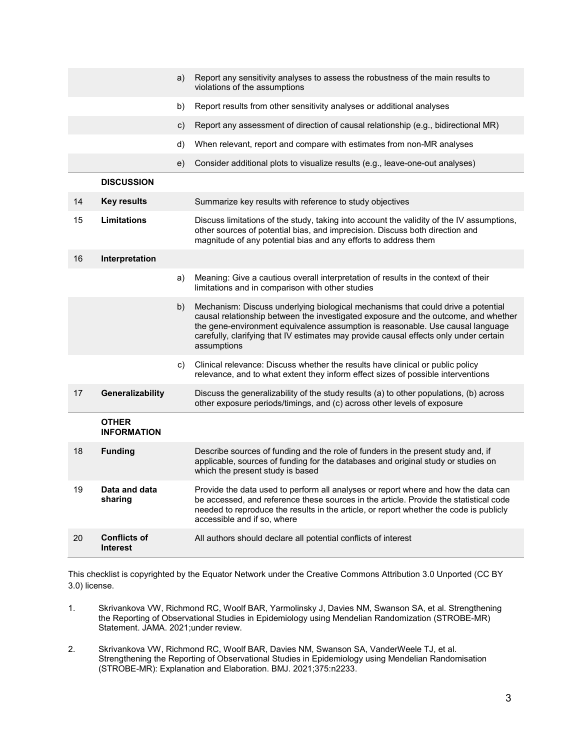| | | | |
|---|---|---|---|
| | | a) | Report any sensitivity analyses to assess the robustness of the main results to violations of the assumptions |
| | | b) | Report results from other sensitivity analyses or additional analyses |
| | | c) | Report any assessment of direction of causal relationship (e.g., bidirectional MR) |
| | | d) | When relevant, report and compare with estimates from non-MR analyses |
| | | e) | Consider additional plots to visualize results (e.g., leave-one-out analyses) |
| | **DISCUSSION** | | |
| 14 | **Key results** | | Summarize key results with reference to study objectives |
| 15 | **Limitations** | | Discuss limitations of the study, taking into account the validity of the IV assumptions, other sources of potential bias, and imprecision. Discuss both direction and magnitude of any potential bias and any efforts to address them |
| 16 | **Interpretation** | | |
| | | a) | Meaning: Give a cautious overall interpretation of results in the context of their limitations and in comparison with other studies |
| | | b) | Mechanism: Discuss underlying biological mechanisms that could drive a potential causal relationship between the investigated exposure and the outcome, and whether the gene-environment equivalence assumption is reasonable. Use causal language carefully, clarifying that IV estimates may provide causal effects only under certain assumptions |
| | | c) | Clinical relevance: Discuss whether the results have clinical or public policy relevance, and to what extent they inform effect sizes of possible interventions |
| 17 | **Generalizability** | | Discuss the generalizability of the study results (a) to other populations, (b) across other exposure periods/timings, and (c) across other levels of exposure |
| | **OTHER INFORMATION** | | |
| 18 | **Funding** | | Describe sources of funding and the role of funders in the present study and, if applicable, sources of funding for the databases and original study or studies on which the present study is based |
| 19 | **Data and data sharing** | | Provide the data used to perform all analyses or report where and how the data can be accessed, and reference these sources in the article. Provide the statistical code needed to reproduce the results in the article, or report whether the code is publicly accessible and if so, where |
| 20 | **Conflicts of Interest** | | All authors should declare all potential conflicts of interest |

This checklist is copyrighted by the Equator Network under the Creative Commons Attribution 3.0 Unported (CC BY 3.0) license.

1. Skrivankova VW, Richmond RC, Woolf BAR, Yarmolinsky J, Davies NM, Swanson SA, et al. Strengthening the Reporting of Observational Studies in Epidemiology using Mendelian Randomization (STROBE-MR) Statement. JAMA. 2021;under review.

2. Skrivankova VW, Richmond RC, Woolf BAR, Davies NM, Swanson SA, VanderWeele TJ, et al. Strengthening the Reporting of Observational Studies in Epidemiology using Mendelian Randomisation (STROBE-MR): Explanation and Elaboration. BMJ. 2021;375:n2233.